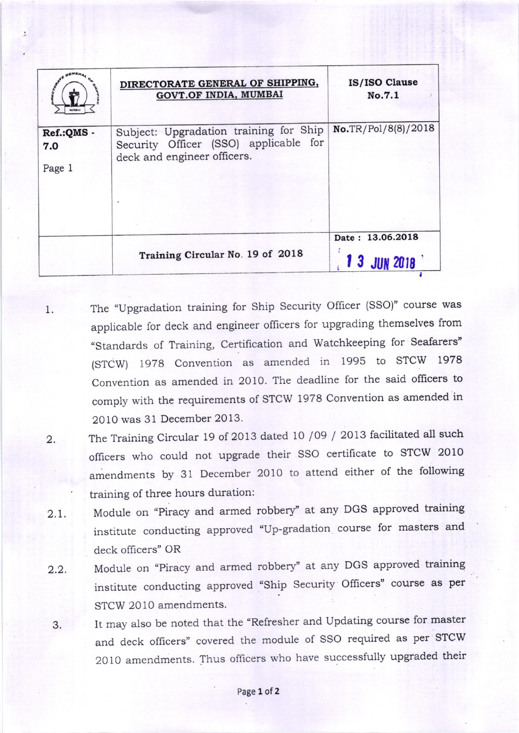| | DIRECTORATE GENERAL OF SHIPPING, GOVT.OF INDIA, MUMBAI | IS/ISO Clause No.7.1 |
|---|---|---|
| Ref.:QMS - 7.0<br>Page 1 | Subject: Upgradation training for Ship Security Officer (SSO) applicable for deck and engineer officers. | No.TR/Pol/8(8)/2018 |
| | Training Circular No. 19 of 2018 | Date : 13.06.2018<br>13 JUN 2018 |

1. The "Upgradation training for Ship Security Officer (SSO)" course was applicable for deck and engineer officers for upgrading themselves from "Standards of Training, Certification and Watchkeeping for Seafarers" (STCW) 1978 Convention as amended in 1995 to STCW 1978 Convention as amended in 2010. The deadline for the said officers to comply with the requirements of STCW 1978 Convention as amended in 2010 was 31 December 2013.

2. The Training Circular 19 of 2013 dated 10 /09 / 2013 facilitated all such officers who could not upgrade their SSO certificate to STCW 2010 amendments by 31 December 2010 to attend either of the following training of three hours duration:

2.1. Module on "Piracy and armed robbery" at any DGS approved training institute conducting approved "Up-gradation course for masters and deck officers" OR

2.2. Module on "Piracy and armed robbery" at any DGS approved training institute conducting approved "Ship Security Officers" course as per STCW 2010 amendments.

3. It may also be noted that the "Refresher and Updating course for master and deck officers" covered the module of SSO required as per STCW 2010 amendments. Thus officers who have successfully upgraded their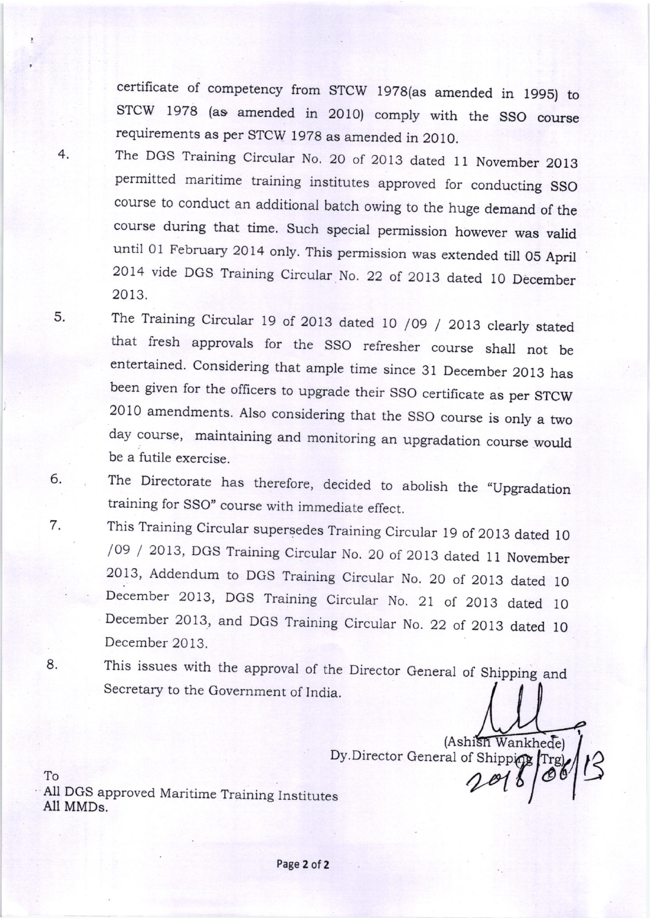certificate of competency from STCW 1978(as amended in 1995) to STCW 1978 (as amended in 2010) comply with the SSO course requirements as per STCW 1978 as amended in 2010.

4. The DGS Training Circular No. 20 of 2013 dated 11 November 2013 permitted maritime training institutes approved for conducting SSO course to conduct an additional batch owing to the huge demand of the course during that time. Such special permission however was valid until 01 February 2014 only. This permission was extended till 05 April 2014 vide DGS Training Circular No. 22 of 2013 dated 10 December 2013.

5. The Training Circular 19 of 2013 dated 10 /09 / 2013 clearly stated that fresh approvals for the SSO refresher course shall not be entertained. Considering that ample time since 31 December 2013 has been given for the officers to upgrade their SSO certificate as per STCW 2010 amendments. Also considering that the SSO course is only a two day course, maintaining and monitoring an upgradation course would be a futile exercise.

6. The Directorate has therefore, decided to abolish the "Upgradation training for SSO" course with immediate effect.

7. This Training Circular supersedes Training Circular 19 of 2013 dated 10 /09 / 2013, DGS Training Circular No. 20 of 2013 dated 11 November 2013, Addendum to DGS Training Circular No. 20 of 2013 dated 10 December 2013, DGS Training Circular No. 21 of 2013 dated 10 December 2013, and DGS Training Circular No. 22 of 2013 dated 10 December 2013.

8. This issues with the approval of the Director General of Shipping and Secretary to the Government of India.

(Ashish Wankhede)
Dy.Director General of Shipping (Trg)
2018/06/13

To
All DGS approved Maritime Training Institutes
All MMDs.